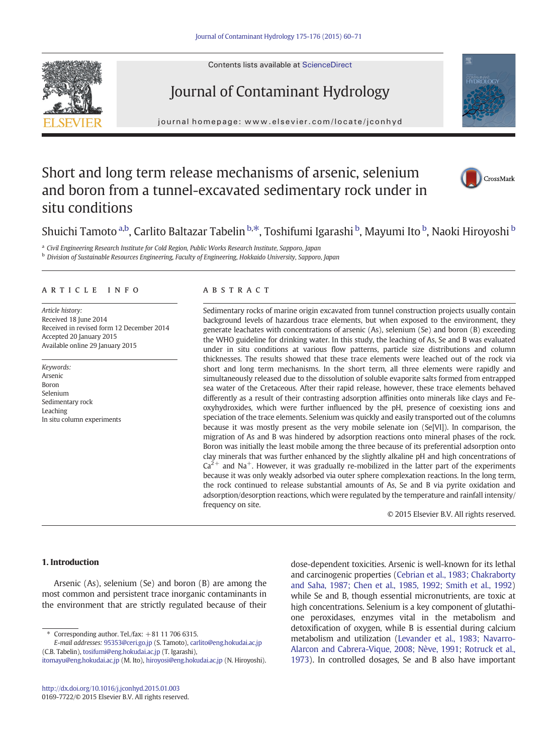Contents lists available at ScienceDirect

# Journal of Contaminant Hydrology

journal homepage: www.elsevier.com/locate/jconhyd

# Short and long term release mechanisms of arsenic, selenium and boron from a tunnel-excavated sedimentary rock under in situ conditions

Shuichi Tamoto [a,b], Carlito Baltazar Tabelin [b,*], Toshifumi Igarashi [b], Mayumi Ito [b], Naoki Hiroyoshi [b]

[a] *Civil Engineering Research Institute for Cold Region, Public Works Research Institute, Sapporo, Japan*
[b] *Division of Sustainable Resources Engineering, Faculty of Engineering, Hokkaido University, Sapporo, Japan*

## ARTICLE INFO

*Article history:*
Received 18 June 2014
Received in revised form 12 December 2014
Accepted 20 January 2015
Available online 29 January 2015

*Keywords:*
Arsenic
Boron
Selenium
Sedimentary rock
Leaching
In situ column experiments

## ABSTRACT

Sedimentary rocks of marine origin excavated from tunnel construction projects usually contain background levels of hazardous trace elements, but when exposed to the environment, they generate leachates with concentrations of arsenic (As), selenium (Se) and boron (B) exceeding the WHO guideline for drinking water. In this study, the leaching of As, Se and B was evaluated under in situ conditions at various flow patterns, particle size distributions and column thicknesses. The results showed that these trace elements were leached out of the rock via short and long term mechanisms. In the short term, all three elements were rapidly and simultaneously released due to the dissolution of soluble evaporite salts formed from entrapped sea water of the Cretaceous. After their rapid release, however, these trace elements behaved differently as a result of their contrasting adsorption affinities onto minerals like clays and Fe-oxyhydroxides, which were further influenced by the pH, presence of coexisting ions and speciation of the trace elements. Selenium was quickly and easily transported out of the columns because it was mostly present as the very mobile selenate ion (Se[VI]). In comparison, the migration of As and B was hindered by adsorption reactions onto mineral phases of the rock. Boron was initially the least mobile among the three because of its preferential adsorption onto clay minerals that was further enhanced by the slightly alkaline pH and high concentrations of $Ca^{2+}$ and $Na^{+}$. However, it was gradually re-mobilized in the latter part of the experiments because it was only weakly adsorbed via outer sphere complexation reactions. In the long term, the rock continued to release substantial amounts of As, Se and B via pyrite oxidation and adsorption/desorption reactions, which were regulated by the temperature and rainfall intensity/frequency on site.

© 2015 Elsevier B.V. All rights reserved.

## 1. Introduction

Arsenic (As), selenium (Se) and boron (B) are among the most common and persistent trace inorganic contaminants in the environment that are strictly regulated because of their dose-dependent toxicities. Arsenic is well-known for its lethal and carcinogenic properties (Cebrian et al., 1983; Chakraborty and Saha, 1987; Chen et al., 1985, 1992; Smith et al., 1992) while Se and B, though essential micronutrients, are toxic at high concentrations. Selenium is a key component of glutathione peroxidases, enzymes vital in the metabolism and detoxification of oxygen, while B is essential during calcium metabolism and utilization (Levander et al., 1983; Navarro-Alarcon and Cabrera-Vique, 2008; Nève, 1991; Rotruck et al., 1973). In controlled dosages, Se and B also have important

\* Corresponding author. Tel./fax: +81 11 706 6315.
*E-mail addresses:* 95353@ceri.go.jp (S. Tamoto), carlito@eng.hokudai.ac.jp (C.B. Tabelin), tosifumi@eng.hokudai.ac.jp (T. Igarashi), itomayu@eng.hokudai.ac.jp (M. Ito), hiroyosi@eng.hokudai.ac.jp (N. Hiroyoshi).

http://dx.doi.org/10.1016/j.jconhyd.2015.01.003
0169-7722/© 2015 Elsevier B.V. All rights reserved.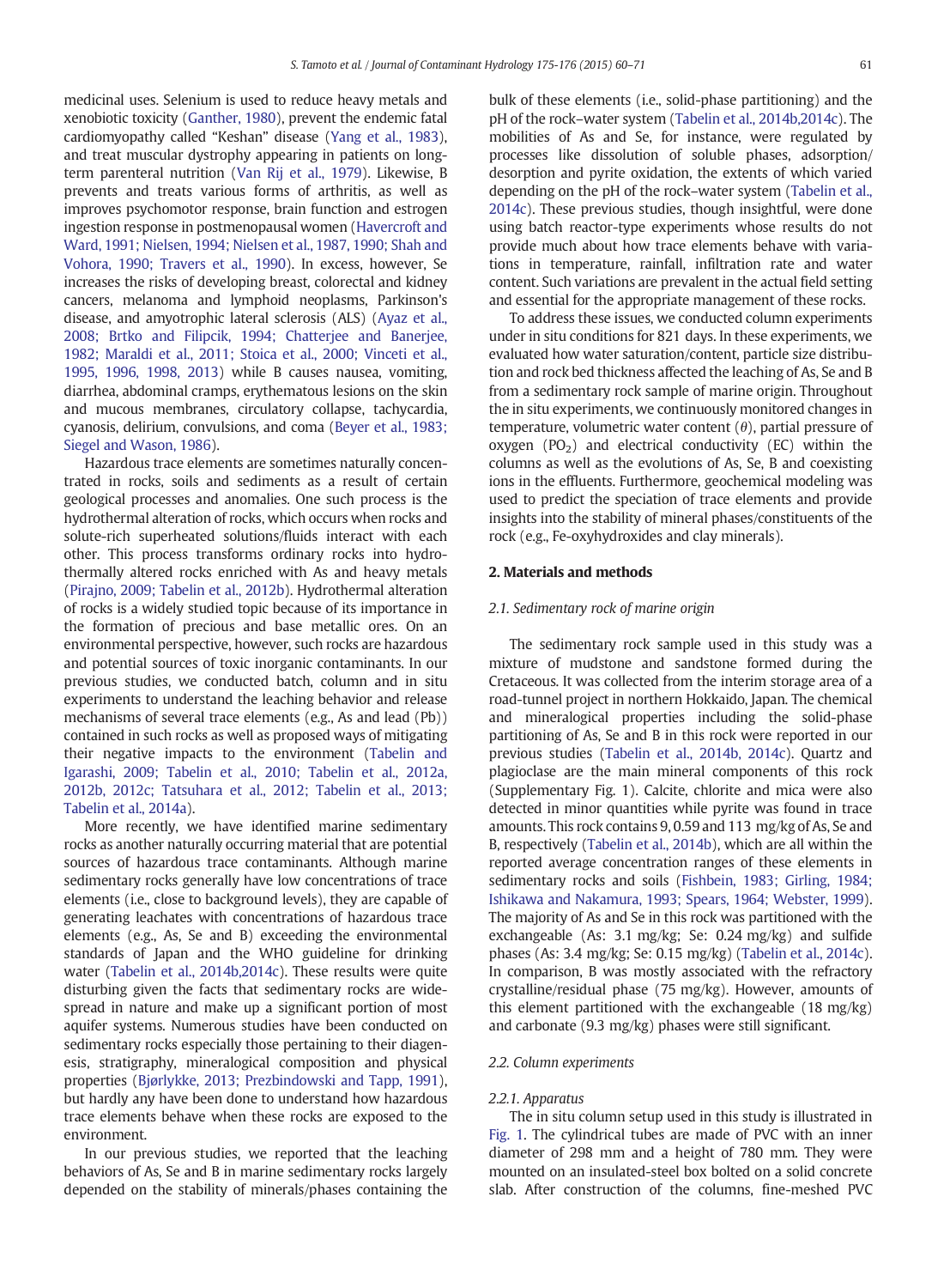medicinal uses. Selenium is used to reduce heavy metals and xenobiotic toxicity (Ganther, 1980), prevent the endemic fatal cardiomyopathy called "Keshan" disease (Yang et al., 1983), and treat muscular dystrophy appearing in patients on long-term parenteral nutrition (Van Rij et al., 1979). Likewise, B prevents and treats various forms of arthritis, as well as improves psychomotor response, brain function and estrogen ingestion response in postmenopausal women (Havercroft and Ward, 1991; Nielsen, 1994; Nielsen et al., 1987, 1990; Shah and Vohora, 1990; Travers et al., 1990). In excess, however, Se increases the risks of developing breast, colorectal and kidney cancers, melanoma and lymphoid neoplasms, Parkinson's disease, and amyotrophic lateral sclerosis (ALS) (Ayaz et al., 2008; Brtko and Filipcik, 1994; Chatterjee and Banerjee, 1982; Maraldi et al., 2011; Stoica et al., 2000; Vinceti et al., 1995, 1996, 1998, 2013) while B causes nausea, vomiting, diarrhea, abdominal cramps, erythematous lesions on the skin and mucous membranes, circulatory collapse, tachycardia, cyanosis, delirium, convulsions, and coma (Beyer et al., 1983; Siegel and Wason, 1986).

Hazardous trace elements are sometimes naturally concentrated in rocks, soils and sediments as a result of certain geological processes and anomalies. One such process is the hydrothermal alteration of rocks, which occurs when rocks and solute-rich superheated solutions/fluids interact with each other. This process transforms ordinary rocks into hydrothermally altered rocks enriched with As and heavy metals (Pirajno, 2009; Tabelin et al., 2012b). Hydrothermal alteration of rocks is a widely studied topic because of its importance in the formation of precious and base metallic ores. On an environmental perspective, however, such rocks are hazardous and potential sources of toxic inorganic contaminants. In our previous studies, we conducted batch, column and in situ experiments to understand the leaching behavior and release mechanisms of several trace elements (e.g., As and lead (Pb)) contained in such rocks as well as proposed ways of mitigating their negative impacts to the environment (Tabelin and Igarashi, 2009; Tabelin et al., 2010; Tabelin et al., 2012a, 2012b, 2012c; Tatsuhara et al., 2012; Tabelin et al., 2013; Tabelin et al., 2014a).

More recently, we have identified marine sedimentary rocks as another naturally occurring material that are potential sources of hazardous trace contaminants. Although marine sedimentary rocks generally have low concentrations of trace elements (i.e., close to background levels), they are capable of generating leachates with concentrations of hazardous trace elements (e.g., As, Se and B) exceeding the environmental standards of Japan and the WHO guideline for drinking water (Tabelin et al., 2014b,2014c). These results were quite disturbing given the facts that sedimentary rocks are widespread in nature and make up a significant portion of most aquifer systems. Numerous studies have been conducted on sedimentary rocks especially those pertaining to their diagenesis, stratigraphy, mineralogical composition and physical properties (Bjørlykke, 2013; Prezbindowski and Tapp, 1991), but hardly any have been done to understand how hazardous trace elements behave when these rocks are exposed to the environment.

In our previous studies, we reported that the leaching behaviors of As, Se and B in marine sedimentary rocks largely depended on the stability of minerals/phases containing the bulk of these elements (i.e., solid-phase partitioning) and the pH of the rock–water system (Tabelin et al., 2014b,2014c). The mobilities of As and Se, for instance, were regulated by processes like dissolution of soluble phases, adsorption/desorption and pyrite oxidation, the extents of which varied depending on the pH of the rock–water system (Tabelin et al., 2014c). These previous studies, though insightful, were done using batch reactor-type experiments whose results do not provide much about how trace elements behave with variations in temperature, rainfall, infiltration rate and water content. Such variations are prevalent in the actual field setting and essential for the appropriate management of these rocks.

To address these issues, we conducted column experiments under in situ conditions for 821 days. In these experiments, we evaluated how water saturation/content, particle size distribution and rock bed thickness affected the leaching of As, Se and B from a sedimentary rock sample of marine origin. Throughout the in situ experiments, we continuously monitored changes in temperature, volumetric water content ($\theta$), partial pressure of oxygen ($PO_2$) and electrical conductivity (EC) within the columns as well as the evolutions of As, Se, B and coexisting ions in the effluents. Furthermore, geochemical modeling was used to predict the speciation of trace elements and provide insights into the stability of mineral phases/constituents of the rock (e.g., Fe-oxyhydroxides and clay minerals).

## 2. Materials and methods

### 2.1. Sedimentary rock of marine origin

The sedimentary rock sample used in this study was a mixture of mudstone and sandstone formed during the Cretaceous. It was collected from the interim storage area of a road-tunnel project in northern Hokkaido, Japan. The chemical and mineralogical properties including the solid-phase partitioning of As, Se and B in this rock were reported in our previous studies (Tabelin et al., 2014b, 2014c). Quartz and plagioclase are the main mineral components of this rock (Supplementary Fig. 1). Calcite, chlorite and mica were also detected in minor quantities while pyrite was found in trace amounts. This rock contains 9, 0.59 and 113 mg/kg of As, Se and B, respectively (Tabelin et al., 2014b), which are all within the reported average concentration ranges of these elements in sedimentary rocks and soils (Fishbein, 1983; Girling, 1984; Ishikawa and Nakamura, 1993; Spears, 1964; Webster, 1999). The majority of As and Se in this rock was partitioned with the exchangeable (As: 3.1 mg/kg; Se: 0.24 mg/kg) and sulfide phases (As: 3.4 mg/kg; Se: 0.15 mg/kg) (Tabelin et al., 2014c). In comparison, B was mostly associated with the refractory crystalline/residual phase (75 mg/kg). However, amounts of this element partitioned with the exchangeable (18 mg/kg) and carbonate (9.3 mg/kg) phases were still significant.

### 2.2. Column experiments

#### 2.2.1. Apparatus

The in situ column setup used in this study is illustrated in Fig. 1. The cylindrical tubes are made of PVC with an inner diameter of 298 mm and a height of 780 mm. They were mounted on an insulated-steel box bolted on a solid concrete slab. After construction of the columns, fine-meshed PVC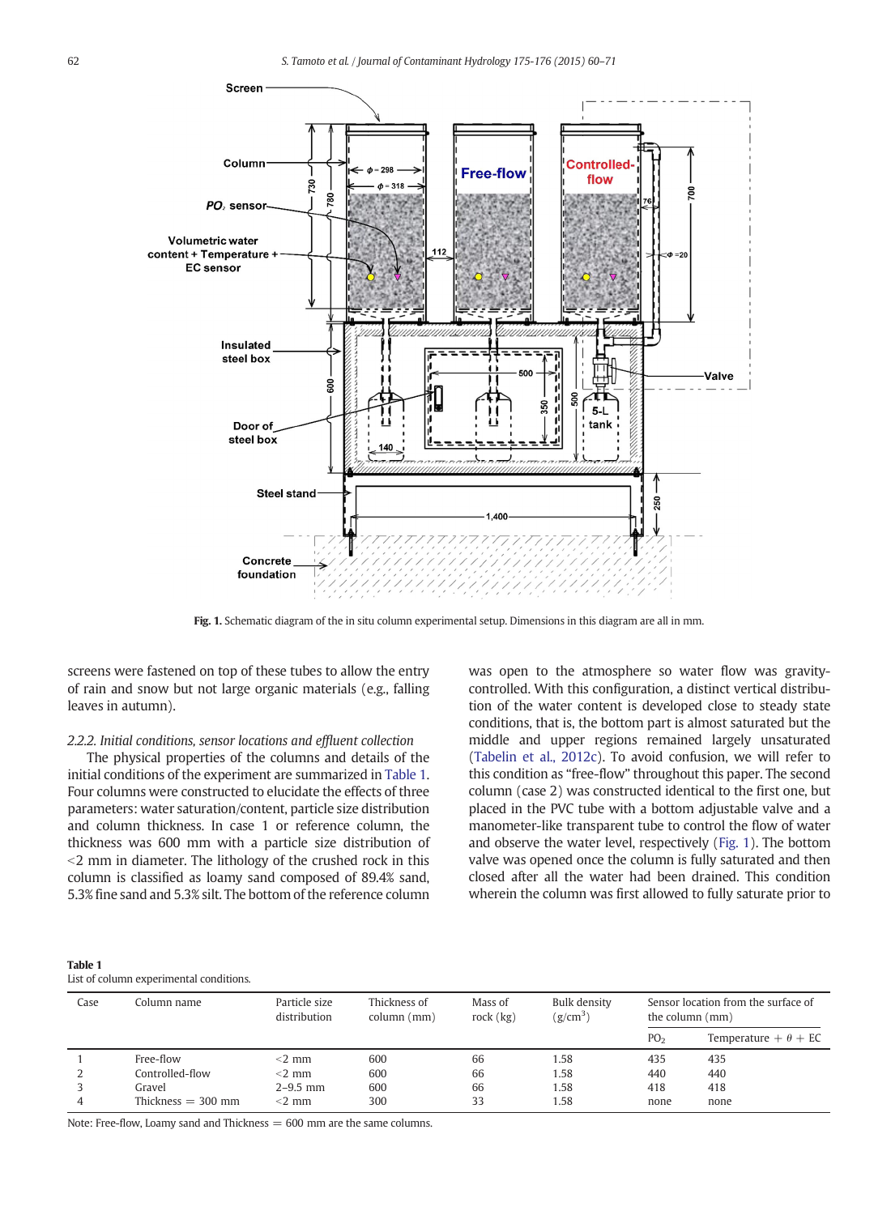Fig. 1. Schematic diagram of the in situ column experimental setup. Dimensions in this diagram are all in mm.

screens were fastened on top of these tubes to allow the entry of rain and snow but not large organic materials (e.g., falling leaves in autumn).

*2.2.2. Initial conditions, sensor locations and effluent collection*

The physical properties of the columns and details of the initial conditions of the experiment are summarized in Table 1. Four columns were constructed to elucidate the effects of three parameters: water saturation/content, particle size distribution and column thickness. In case 1 or reference column, the thickness was 600 mm with a particle size distribution of <2 mm in diameter. The lithology of the crushed rock in this column is classified as loamy sand composed of 89.4% sand, 5.3% fine sand and 5.3% silt. The bottom of the reference column was open to the atmosphere so water flow was gravity-controlled. With this configuration, a distinct vertical distribution of the water content is developed close to steady state conditions, that is, the bottom part is almost saturated but the middle and upper regions remained largely unsaturated (Tabelin et al., 2012c). To avoid confusion, we will refer to this condition as "free-flow" throughout this paper. The second column (case 2) was constructed identical to the first one, but placed in the PVC tube with a bottom adjustable valve and a manometer-like transparent tube to control the flow of water and observe the water level, respectively (Fig. 1). The bottom valve was opened once the column is fully saturated and then closed after all the water had been drained. This condition wherein the column was first allowed to fully saturate prior to

**Table 1**
List of column experimental conditions.

| Case | Column name | Particle size distribution | Thickness of column (mm) | Mass of rock (kg) | Bulk density ($g/cm^3$) | Sensor location from the surface of the column (mm) | |
|---|---|---|---|---|---|---|---|
| | | | | | | $PO_2$ | Temperature + $\theta$ + EC |
| 1 | Free-flow | <2 mm | 600 | 66 | 1.58 | 435 | 435 |
| 2 | Controlled-flow | <2 mm | 600 | 66 | 1.58 | 440 | 440 |
| 3 | Gravel | 2–9.5 mm | 600 | 66 | 1.58 | 418 | 418 |
| 4 | Thickness = 300 mm | <2 mm | 300 | 33 | 1.58 | none | none |

Note: Free-flow, Loamy sand and Thickness = 600 mm are the same columns.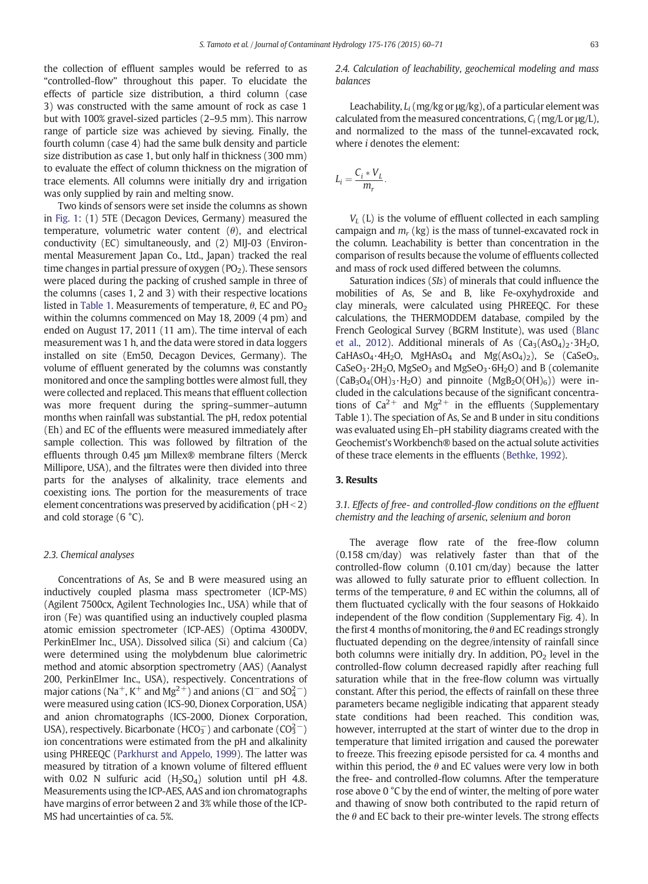the collection of effluent samples would be referred to as "controlled-flow" throughout this paper. To elucidate the effects of particle size distribution, a third column (case 3) was constructed with the same amount of rock as case 1 but with 100% gravel-sized particles (2–9.5 mm). This narrow range of particle size was achieved by sieving. Finally, the fourth column (case 4) had the same bulk density and particle size distribution as case 1, but only half in thickness (300 mm) to evaluate the effect of column thickness on the migration of trace elements. All columns were initially dry and irrigation was only supplied by rain and melting snow.

Two kinds of sensors were set inside the columns as shown in Fig. 1: (1) 5TE (Decagon Devices, Germany) measured the temperature, volumetric water content ($\theta$), and electrical conductivity (EC) simultaneously, and (2) MIJ-03 (Environmental Measurement Japan Co., Ltd., Japan) tracked the real time changes in partial pressure of oxygen ($PO_2$). These sensors were placed during the packing of crushed sample in three of the columns (cases 1, 2 and 3) with their respective locations listed in Table 1. Measurements of temperature, $\theta$, EC and $PO_2$ within the columns commenced on May 18, 2009 (4 pm) and ended on August 17, 2011 (11 am). The time interval of each measurement was 1 h, and the data were stored in data loggers installed on site (Em50, Decagon Devices, Germany). The volume of effluent generated by the columns was constantly monitored and once the sampling bottles were almost full, they were collected and replaced. This means that effluent collection was more frequent during the spring–summer–autumn months when rainfall was substantial. The pH, redox potential (Eh) and EC of the effluents were measured immediately after sample collection. This was followed by filtration of the effluents through 0.45 μm Millex® membrane filters (Merck Millipore, USA), and the filtrates were then divided into three parts for the analyses of alkalinity, trace elements and coexisting ions. The portion for the measurements of trace element concentrations was preserved by acidification (pH < 2) and cold storage (6 °C).

### 2.3. Chemical analyses

Concentrations of As, Se and B were measured using an inductively coupled plasma mass spectrometer (ICP-MS) (Agilent 7500cx, Agilent Technologies Inc., USA) while that of iron (Fe) was quantified using an inductively coupled plasma atomic emission spectrometer (ICP-AES) (Optima 4300DV, PerkinElmer Inc., USA). Dissolved silica (Si) and calcium (Ca) were determined using the molybdenum blue calorimetric method and atomic absorption spectrometry (AAS) (Aanalyst 200, PerkinElmer Inc., USA), respectively. Concentrations of major cations ($Na^+$, $K^+$ and $Mg^{2+}$) and anions ($Cl^-$ and $SO_4^{2-}$) were measured using cation (ICS-90, Dionex Corporation, USA) and anion chromatographs (ICS-2000, Dionex Corporation, USA), respectively. Bicarbonate ($HCO_3^-$) and carbonate ($CO_3^{2-}$) ion concentrations were estimated from the pH and alkalinity using PHREEQC (Parkhurst and Appelo, 1999). The latter was measured by titration of a known volume of filtered effluent with 0.02 N sulfuric acid ($H_2SO_4$) solution until pH 4.8. Measurements using the ICP-AES, AAS and ion chromatographs have margins of error between 2 and 3% while those of the ICP-MS had uncertainties of ca. 5%.

### 2.4. Calculation of leachability, geochemical modeling and mass balances

Leachability, $L_i$ (mg/kg or μg/kg), of a particular element was calculated from the measured concentrations, $C_i$ (mg/L or μg/L), and normalized to the mass of the tunnel-excavated rock, where $i$ denotes the element:

$$L_i = \frac{C_i * V_L}{m_r}.$$

$V_L$ (L) is the volume of effluent collected in each sampling campaign and $m_r$ (kg) is the mass of tunnel-excavated rock in the column. Leachability is better than concentration in the comparison of results because the volume of effluents collected and mass of rock used differed between the columns.

Saturation indices ($SIs$) of minerals that could influence the mobilities of As, Se and B, like Fe-oxyhydroxide and clay minerals, were calculated using PHREEQC. For these calculations, the THERMODDEM database, compiled by the French Geological Survey (BGRM Institute), was used (Blanc et al., 2012). Additional minerals of As ($Ca_3(AsO_4)_2 \cdot 3H_2O$, $CaHAsO_4 \cdot 4H_2O$, $MgHAsO_4$ and $Mg(AsO_4)_2$), Se ($CaSeO_3$, $CaSeO_3 \cdot 2H_2O$, $MgSeO_3$ and $MgSeO_3 \cdot 6H_2O$) and B (colemanite ($CaB_3O_4(OH)_3 \cdot H_2O$) and pinnoite ($MgB_2O(OH)_6$)) were included in the calculations because of the significant concentrations of $Ca^{2+}$ and $Mg^{2+}$ in the effluents (Supplementary Table 1). The speciation of As, Se and B under in situ conditions was evaluated using Eh–pH stability diagrams created with the Geochemist's Workbench® based on the actual solute activities of these trace elements in the effluents (Bethke, 1992).

## 3. Results

### 3.1. Effects of free- and controlled-flow conditions on the effluent chemistry and the leaching of arsenic, selenium and boron

The average flow rate of the free-flow column (0.158 cm/day) was relatively faster than that of the controlled-flow column (0.101 cm/day) because the latter was allowed to fully saturate prior to effluent collection. In terms of the temperature, $\theta$ and EC within the columns, all of them fluctuated cyclically with the four seasons of Hokkaido independent of the flow condition (Supplementary Fig. 4). In the first 4 months of monitoring, the $\theta$ and EC readings strongly fluctuated depending on the degree/intensity of rainfall since both columns were initially dry. In addition, $PO_2$ level in the controlled-flow column decreased rapidly after reaching full saturation while that in the free-flow column was virtually constant. After this period, the effects of rainfall on these three parameters became negligible indicating that apparent steady state conditions had been reached. This condition was, however, interrupted at the start of winter due to the drop in temperature that limited irrigation and caused the porewater to freeze. This freezing episode persisted for ca. 4 months and within this period, the $\theta$ and EC values were very low in both the free- and controlled-flow columns. After the temperature rose above 0 °C by the end of winter, the melting of pore water and thawing of snow both contributed to the rapid return of the $\theta$ and EC back to their pre-winter levels. The strong effects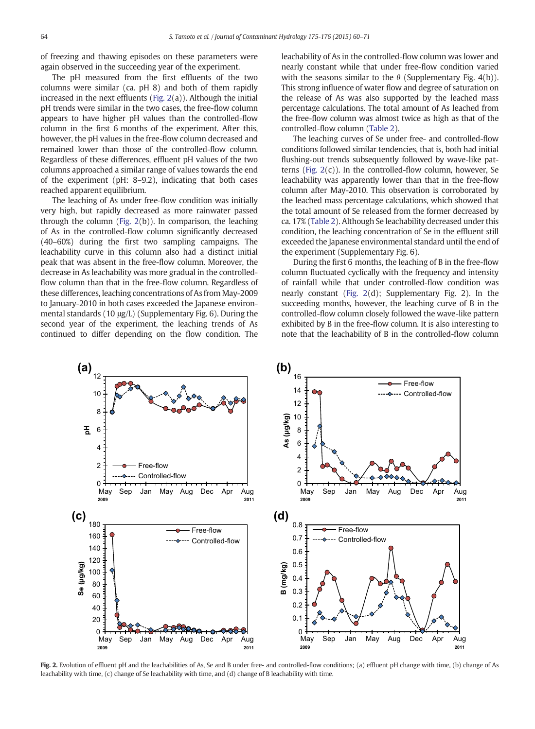of freezing and thawing episodes on these parameters were again observed in the succeeding year of the experiment.

The pH measured from the first effluents of the two columns were similar (ca. pH 8) and both of them rapidly increased in the next effluents (Fig. 2(a)). Although the initial pH trends were similar in the two cases, the free-flow column appears to have higher pH values than the controlled-flow column in the first 6 months of the experiment. After this, however, the pH values in the free-flow column decreased and remained lower than those of the controlled-flow column. Regardless of these differences, effluent pH values of the two columns approached a similar range of values towards the end of the experiment (pH: 8–9.2), indicating that both cases reached apparent equilibrium.

The leaching of As under free-flow condition was initially very high, but rapidly decreased as more rainwater passed through the column (Fig. 2(b)). In comparison, the leaching of As in the controlled-flow column significantly decreased (40–60%) during the first two sampling campaigns. The leachability curve in this column also had a distinct initial peak that was absent in the free-flow column. Moreover, the decrease in As leachability was more gradual in the controlled-flow column than that in the free-flow column. Regardless of these differences, leaching concentrations of As from May-2009 to January-2010 in both cases exceeded the Japanese environmental standards (10 μg/L) (Supplementary Fig. 6). During the second year of the experiment, the leaching trends of As continued to differ depending on the flow condition. The leachability of As in the controlled-flow column was lower and nearly constant while that under free-flow condition varied with the seasons similar to the $\theta$ (Supplementary Fig. 4(b)). This strong influence of water flow and degree of saturation on the release of As was also supported by the leached mass percentage calculations. The total amount of As leached from the free-flow column was almost twice as high as that of the controlled-flow column (Table 2).

The leaching curves of Se under free- and controlled-flow conditions followed similar tendencies, that is, both had initial flushing-out trends subsequently followed by wave-like patterns (Fig. 2(c)). In the controlled-flow column, however, Se leachability was apparently lower than that in the free-flow column after May-2010. This observation is corroborated by the leached mass percentage calculations, which showed that the total amount of Se released from the former decreased by ca. 17% (Table 2). Although Se leachability decreased under this condition, the leaching concentration of Se in the effluent still exceeded the Japanese environmental standard until the end of the experiment (Supplementary Fig. 6).

During the first 6 months, the leaching of B in the free-flow column fluctuated cyclically with the frequency and intensity of rainfall while that under controlled-flow condition was nearly constant (Fig. 2(d); Supplementary Fig. 2). In the succeeding months, however, the leaching curve of B in the controlled-flow column closely followed the wave-like pattern exhibited by B in the free-flow column. It is also interesting to note that the leachability of B in the controlled-flow column

**Fig. 2.** Evolution of effluent pH and the leachabilities of As, Se and B under free- and controlled-flow conditions; (a) effluent pH change with time, (b) change of As leachability with time, (c) change of Se leachability with time, and (d) change of B leachability with time.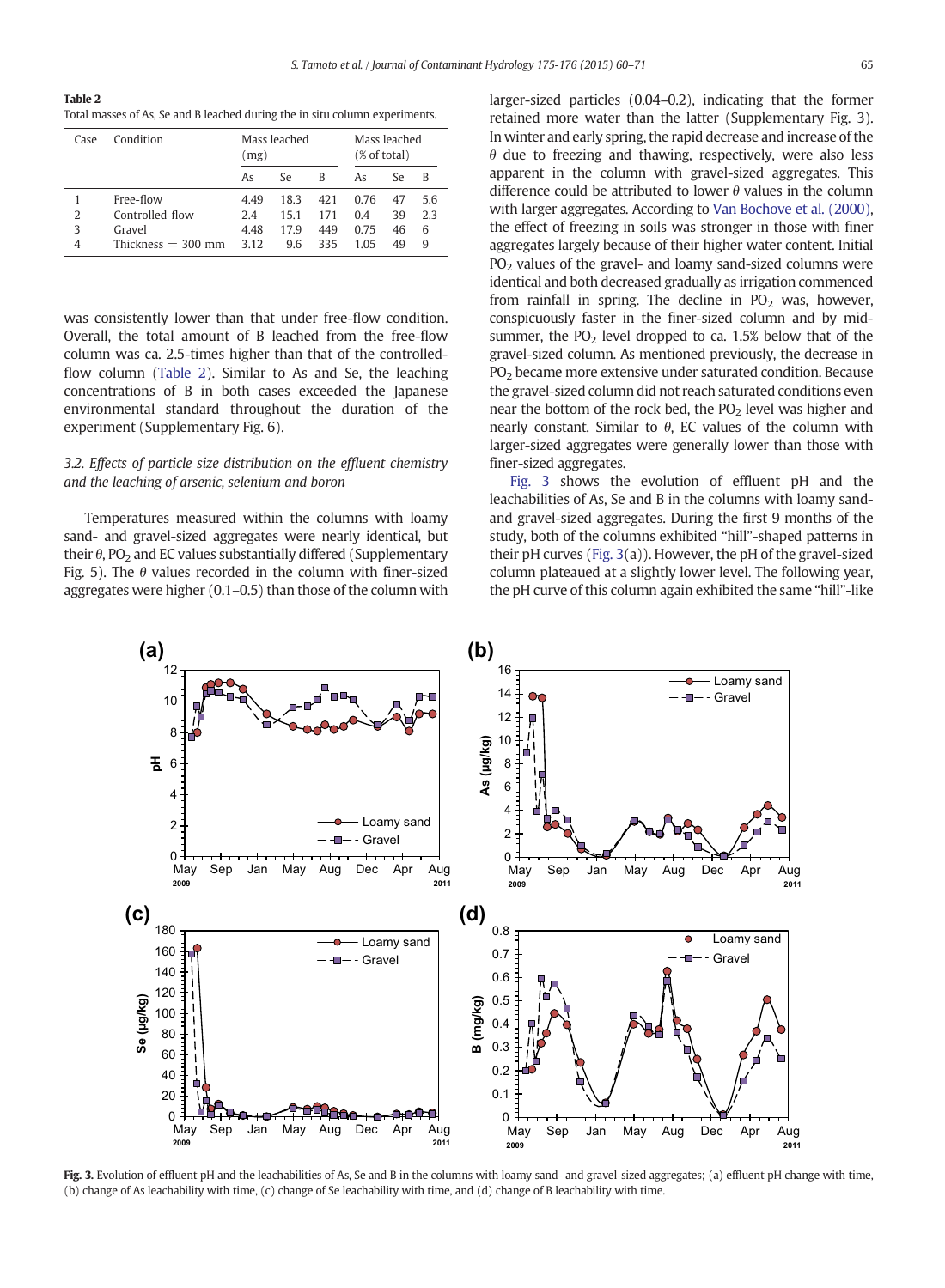**Table 2**
Total masses of As, Se and B leached during the in situ column experiments.

| Case | Condition | Mass leached (mg) | | | Mass leached (% of total) | | |
|---|---|---|---|---|---|---|---|
| | | As | Se | B | As | Se | B |
| 1 | Free-flow | 4.49 | 18.3 | 421 | 0.76 | 47 | 5.6 |
| 2 | Controlled-flow | 2.4 | 15.1 | 171 | 0.4 | 39 | 2.3 |
| 3 | Gravel | 4.48 | 17.9 | 449 | 0.75 | 46 | 6 |
| 4 | Thickness = 300 mm | 3.12 | 9.6 | 335 | 1.05 | 49 | 9 |

was consistently lower than that under free-flow condition. Overall, the total amount of B leached from the free-flow column was ca. 2.5-times higher than that of the controlled-flow column (Table 2). Similar to As and Se, the leaching concentrations of B in both cases exceeded the Japanese environmental standard throughout the duration of the experiment (Supplementary Fig. 6).

### 3.2. Effects of particle size distribution on the effluent chemistry and the leaching of arsenic, selenium and boron

Temperatures measured within the columns with loamy sand- and gravel-sized aggregates were nearly identical, but their $\theta$, $PO_2$ and EC values substantially differed (Supplementary Fig. 5). The $\theta$ values recorded in the column with finer-sized aggregates were higher (0.1–0.5) than those of the column with larger-sized particles (0.04–0.2), indicating that the former retained more water than the latter (Supplementary Fig. 3). In winter and early spring, the rapid decrease and increase of the $\theta$ due to freezing and thawing, respectively, were also less apparent in the column with gravel-sized aggregates. This difference could be attributed to lower $\theta$ values in the column with larger aggregates. According to Van Bochove et al. (2000), the effect of freezing in soils was stronger in those with finer aggregates largely because of their higher water content. Initial $PO_2$ values of the gravel- and loamy sand-sized columns were identical and both decreased gradually as irrigation commenced from rainfall in spring. The decline in $PO_2$ was, however, conspicuously faster in the finer-sized column and by mid-summer, the $PO_2$ level dropped to ca. 1.5% below that of the gravel-sized column. As mentioned previously, the decrease in $PO_2$ became more extensive under saturated condition. Because the gravel-sized column did not reach saturated conditions even near the bottom of the rock bed, the $PO_2$ level was higher and nearly constant. Similar to $\theta$, EC values of the column with larger-sized aggregates were generally lower than those with finer-sized aggregates.

Fig. 3 shows the evolution of effluent pH and the leachabilities of As, Se and B in the columns with loamy sand- and gravel-sized aggregates. During the first 9 months of the study, both of the columns exhibited "hill"-shaped patterns in their pH curves (Fig. 3(a)). However, the pH of the gravel-sized column plateaued at a slightly lower level. The following year, the pH curve of this column again exhibited the same "hill"-like

**Fig. 3.** Evolution of effluent pH and the leachabilities of As, Se and B in the columns with loamy sand- and gravel-sized aggregates; (a) effluent pH change with time, (b) change of As leachability with time, (c) change of Se leachability with time, and (d) change of B leachability with time.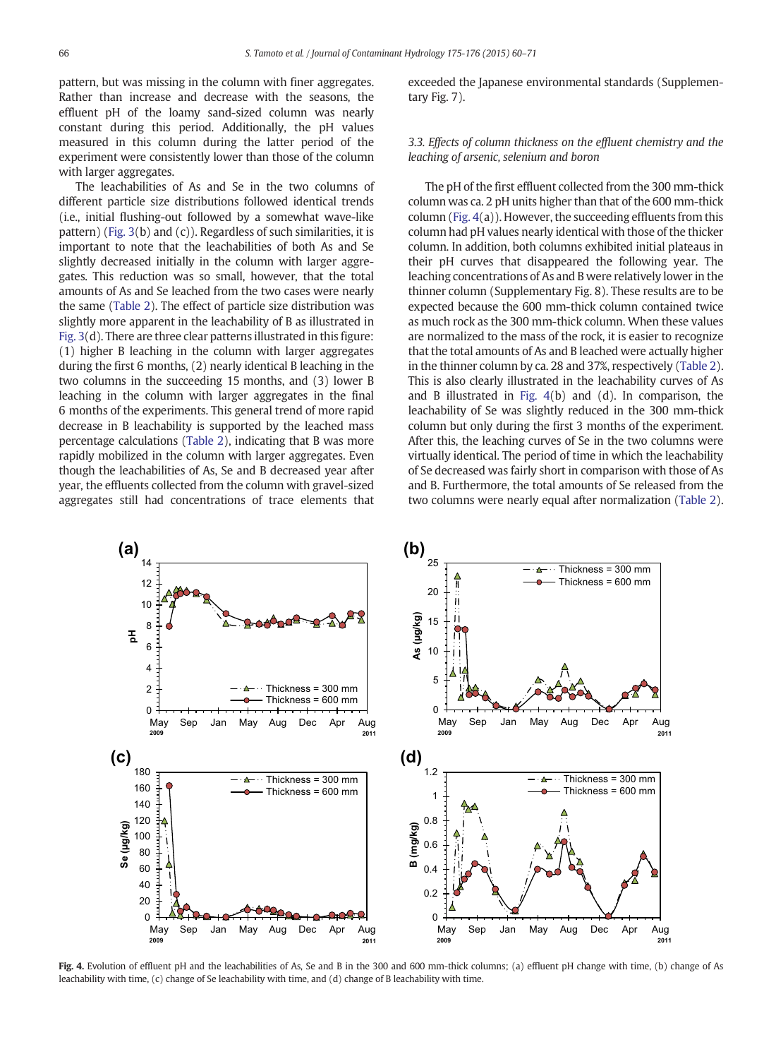pattern, but was missing in the column with finer aggregates. Rather than increase and decrease with the seasons, the effluent pH of the loamy sand-sized column was nearly constant during this period. Additionally, the pH values measured in this column during the latter period of the experiment were consistently lower than those of the column with larger aggregates.

The leachabilities of As and Se in the two columns of different particle size distributions followed identical trends (i.e., initial flushing-out followed by a somewhat wave-like pattern) (Fig. 3(b) and (c)). Regardless of such similarities, it is important to note that the leachabilities of both As and Se slightly decreased initially in the column with larger aggregates. This reduction was so small, however, that the total amounts of As and Se leached from the two cases were nearly the same (Table 2). The effect of particle size distribution was slightly more apparent in the leachability of B as illustrated in Fig. 3(d). There are three clear patterns illustrated in this figure: (1) higher B leaching in the column with larger aggregates during the first 6 months, (2) nearly identical B leaching in the two columns in the succeeding 15 months, and (3) lower B leaching in the column with larger aggregates in the final 6 months of the experiments. This general trend of more rapid decrease in B leachability is supported by the leached mass percentage calculations (Table 2), indicating that B was more rapidly mobilized in the column with larger aggregates. Even though the leachabilities of As, Se and B decreased year after year, the effluents collected from the column with gravel-sized aggregates still had concentrations of trace elements that exceeded the Japanese environmental standards (Supplementary Fig. 7).

### 3.3. Effects of column thickness on the effluent chemistry and the leaching of arsenic, selenium and boron

The pH of the first effluent collected from the 300 mm-thick column was ca. 2 pH units higher than that of the 600 mm-thick column (Fig. 4(a)). However, the succeeding effluents from this column had pH values nearly identical with those of the thicker column. In addition, both columns exhibited initial plateaus in their pH curves that disappeared the following year. The leaching concentrations of As and B were relatively lower in the thinner column (Supplementary Fig. 8). These results are to be expected because the 600 mm-thick column contained twice as much rock as the 300 mm-thick column. When these values are normalized to the mass of the rock, it is easier to recognize that the total amounts of As and B leached were actually higher in the thinner column by ca. 28 and 37%, respectively (Table 2). This is also clearly illustrated in the leachability curves of As and B illustrated in Fig. 4(b) and (d). In comparison, the leachability of Se was slightly reduced in the 300 mm-thick column but only during the first 3 months of the experiment. After this, the leaching curves of Se in the two columns were virtually identical. The period of time in which the leachability of Se decreased was fairly short in comparison with those of As and B. Furthermore, the total amounts of Se released from the two columns were nearly equal after normalization (Table 2).

**Fig. 4.** Evolution of effluent pH and the leachabilities of As, Se and B in the 300 and 600 mm-thick columns; (a) effluent pH change with time, (b) change of As leachability with time, (c) change of Se leachability with time, and (d) change of B leachability with time.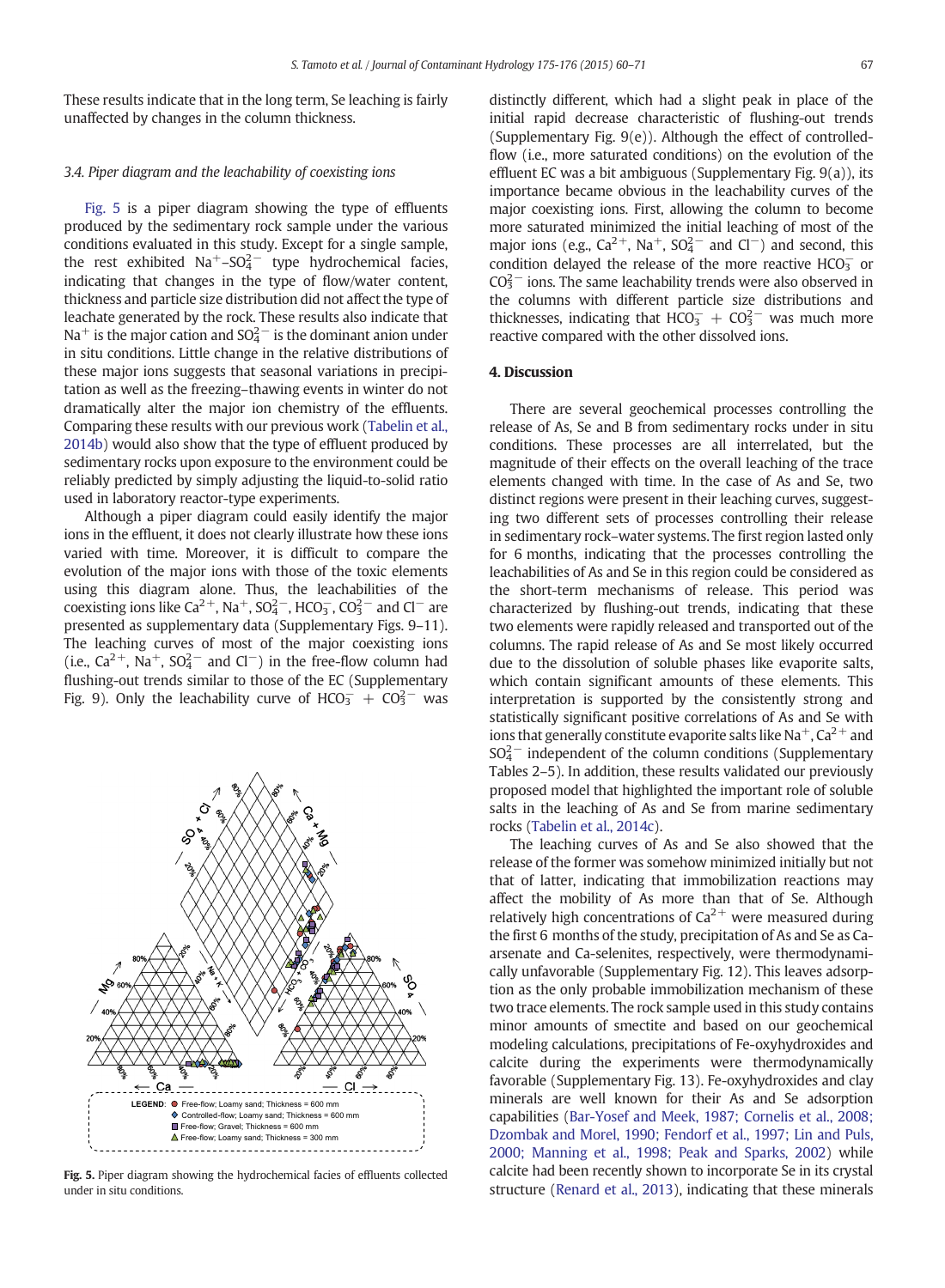These results indicate that in the long term, Se leaching is fairly unaffected by changes in the column thickness.

### 3.4. Piper diagram and the leachability of coexisting ions

Fig. 5 is a piper diagram showing the type of effluents produced by the sedimentary rock sample under the various conditions evaluated in this study. Except for a single sample, the rest exhibited $Na^+$–$SO_4^{2-}$ type hydrochemical facies, indicating that changes in the type of flow/water content, thickness and particle size distribution did not affect the type of leachate generated by the rock. These results also indicate that $Na^+$ is the major cation and $SO_4^{2-}$ is the dominant anion under in situ conditions. Little change in the relative distributions of these major ions suggests that seasonal variations in precipitation as well as the freezing–thawing events in winter do not dramatically alter the major ion chemistry of the effluents. Comparing these results with our previous work (Tabelin et al., 2014b) would also show that the type of effluent produced by sedimentary rocks upon exposure to the environment could be reliably predicted by simply adjusting the liquid-to-solid ratio used in laboratory reactor-type experiments.

Although a piper diagram could easily identify the major ions in the effluent, it does not clearly illustrate how these ions varied with time. Moreover, it is difficult to compare the evolution of the major ions with those of the toxic elements using this diagram alone. Thus, the leachabilities of the coexisting ions like $Ca^{2+}$, $Na^+$, $SO_4^{2-}$, $HCO_3^-$, $CO_3^{2-}$ and $Cl^-$ are presented as supplementary data (Supplementary Figs. 9–11). The leaching curves of most of the major coexisting ions (i.e., $Ca^{2+}$, $Na^+$, $SO_4^{2-}$ and $Cl^-$) in the free-flow column had flushing-out trends similar to those of the EC (Supplementary Fig. 9). Only the leachability curve of $HCO_3^- + CO_3^{2-}$ was distinctly different, which had a slight peak in place of the initial rapid decrease characteristic of flushing-out trends (Supplementary Fig. 9(e)). Although the effect of controlled-flow (i.e., more saturated conditions) on the evolution of the effluent EC was a bit ambiguous (Supplementary Fig. 9(a)), its importance became obvious in the leachability curves of the major coexisting ions. First, allowing the column to become more saturated minimized the initial leaching of most of the major ions (e.g., $Ca^{2+}$, $Na^+$, $SO_4^{2-}$ and $Cl^-$) and second, this condition delayed the release of the more reactive $HCO_3^-$ or $CO_3^{2-}$ ions. The same leachability trends were also observed in the columns with different particle size distributions and thicknesses, indicating that $HCO_3^- + CO_3^{2-}$ was much more reactive compared with the other dissolved ions.

Fig. 5. Piper diagram showing the hydrochemical facies of effluents collected under in situ conditions.

## 4. Discussion

There are several geochemical processes controlling the release of As, Se and B from sedimentary rocks under in situ conditions. These processes are all interrelated, but the magnitude of their effects on the overall leaching of the trace elements changed with time. In the case of As and Se, two distinct regions were present in their leaching curves, suggesting two different sets of processes controlling their release in sedimentary rock–water systems. The first region lasted only for 6 months, indicating that the processes controlling the leachabilities of As and Se in this region could be considered as the short-term mechanisms of release. This period was characterized by flushing-out trends, indicating that these two elements were rapidly released and transported out of the columns. The rapid release of As and Se most likely occurred due to the dissolution of soluble phases like evaporite salts, which contain significant amounts of these elements. This interpretation is supported by the consistently strong and statistically significant positive correlations of As and Se with ions that generally constitute evaporite salts like $Na^+$, $Ca^{2+}$ and $SO_4^{2-}$ independent of the column conditions (Supplementary Tables 2–5). In addition, these results validated our previously proposed model that highlighted the important role of soluble salts in the leaching of As and Se from marine sedimentary rocks (Tabelin et al., 2014c).

The leaching curves of As and Se also showed that the release of the former was somehow minimized initially but not that of latter, indicating that immobilization reactions may affect the mobility of As more than that of Se. Although relatively high concentrations of $Ca^{2+}$ were measured during the first 6 months of the study, precipitation of As and Se as Ca-arsenate and Ca-selenites, respectively, were thermodynamically unfavorable (Supplementary Fig. 12). This leaves adsorption as the only probable immobilization mechanism of these two trace elements. The rock sample used in this study contains minor amounts of smectite and based on our geochemical modeling calculations, precipitations of Fe-oxyhydroxides and calcite during the experiments were thermodynamically favorable (Supplementary Fig. 13). Fe-oxyhydroxides and clay minerals are well known for their As and Se adsorption capabilities (Bar-Yosef and Meek, 1987; Cornelis et al., 2008; Dzombak and Morel, 1990; Fendorf et al., 1997; Lin and Puls, 2000; Manning et al., 1998; Peak and Sparks, 2002) while calcite had been recently shown to incorporate Se in its crystal structure (Renard et al., 2013), indicating that these minerals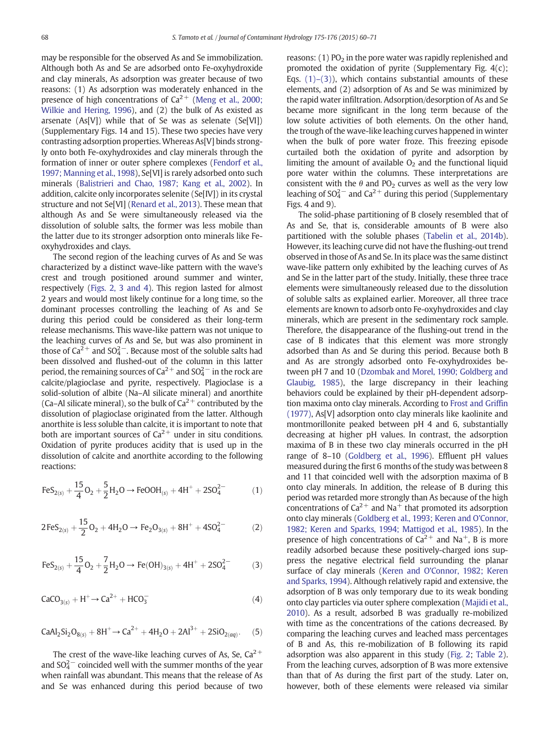may be responsible for the observed As and Se immobilization. Although both As and Se are adsorbed onto Fe-oxyhydroxide and clay minerals, As adsorption was greater because of two reasons: (1) As adsorption was moderately enhanced in the presence of high concentrations of $Ca^{2+}$ (Meng et al., 2000; Wilkie and Hering, 1996), and (2) the bulk of As existed as arsenate (As[V]) while that of Se was as selenate (Se[VI]) (Supplementary Figs. 14 and 15). These two species have very contrasting adsorption properties. Whereas As[V] binds strongly onto both Fe-oxyhydroxides and clay minerals through the formation of inner or outer sphere complexes (Fendorf et al., 1997; Manning et al., 1998), Se[VI] is rarely adsorbed onto such minerals (Balistrieri and Chao, 1987; Kang et al., 2002). In addition, calcite only incorporates selenite (Se[IV]) in its crystal structure and not Se[VI] (Renard et al., 2013). These mean that although As and Se were simultaneously released via the dissolution of soluble salts, the former was less mobile than the latter due to its stronger adsorption onto minerals like Fe-oxyhydroxides and clays.

The second region of the leaching curves of As and Se was characterized by a distinct wave-like pattern with the wave's crest and trough positioned around summer and winter, respectively (Figs. 2, 3 and 4). This region lasted for almost 2 years and would most likely continue for a long time, so the dominant processes controlling the leaching of As and Se during this period could be considered as their long-term release mechanisms. This wave-like pattern was not unique to the leaching curves of As and Se, but was also prominent in those of $Ca^{2+}$ and $SO_4^{2-}$. Because most of the soluble salts had been dissolved and flushed-out of the column in this latter period, the remaining sources of $Ca^{2+}$ and $SO_4^{2-}$ in the rock are calcite/plagioclase and pyrite, respectively. Plagioclase is a solid-solution of albite (Na–Al silicate mineral) and anorthite (Ca–Al silicate mineral), so the bulk of $Ca^{2+}$ contributed by the dissolution of plagioclase originated from the latter. Although anorthite is less soluble than calcite, it is important to note that both are important sources of $Ca^{2+}$ under in situ conditions. Oxidation of pyrite produces acidity that is used up in the dissolution of calcite and anorthite according to the following reactions:

$$FeS_{2(s)} + \frac{15}{4}O_2 + \frac{5}{2}H_2O \rightarrow FeOOH_{(s)} + 4H^+ + 2SO_4^{2-} \tag{1}$$

$$2FeS_{2(s)} + \frac{15}{2}O_2 + 4H_2O \rightarrow Fe_2O_{3(s)} + 8H^+ + 4SO_4^{2-} \tag{2}$$

$$FeS_{2(s)} + \frac{15}{4}O_2 + \frac{7}{2}H_2O \rightarrow Fe(OH)_{3(s)} + 4H^+ + 2SO_4^{2-} \tag{3}$$

$$CaCO_{3(s)} + H^+ \rightarrow Ca^{2+} + HCO_3^- \tag{4}$$

$$CaAl_2Si_2O_{8(s)} + 8H^+ \rightarrow Ca^{2+} + 4H_2O + 2Al^{3+} + 2SiO_{2(aq)}. \tag{5}$$

The crest of the wave-like leaching curves of As, Se, $Ca^{2+}$ and $SO_4^{2-}$ coincided well with the summer months of the year when rainfall was abundant. This means that the release of As and Se was enhanced during this period because of two reasons: (1) $PO_2$ in the pore water was rapidly replenished and promoted the oxidation of pyrite (Supplementary Fig. 4(c); Eqs. (1)–(3)), which contains substantial amounts of these elements, and (2) adsorption of As and Se was minimized by the rapid water infiltration. Adsorption/desorption of As and Se became more significant in the long term because of the low solute activities of both elements. On the other hand, the trough of the wave-like leaching curves happened in winter when the bulk of pore water froze. This freezing episode curtailed both the oxidation of pyrite and adsorption by limiting the amount of available $O_2$ and the functional liquid pore water within the columns. These interpretations are consistent with the $\theta$ and $PO_2$ curves as well as the very low leaching of $SO_4^{2-}$ and $Ca^{2+}$ during this period (Supplementary Figs. 4 and 9).

The solid-phase partitioning of B closely resembled that of As and Se, that is, considerable amounts of B were also partitioned with the soluble phases (Tabelin et al., 2014b). However, its leaching curve did not have the flushing-out trend observed in those of As and Se. In its place was the same distinct wave-like pattern only exhibited by the leaching curves of As and Se in the latter part of the study. Initially, these three trace elements were simultaneously released due to the dissolution of soluble salts as explained earlier. Moreover, all three trace elements are known to adsorb onto Fe-oxyhydroxides and clay minerals, which are present in the sedimentary rock sample. Therefore, the disappearance of the flushing-out trend in the case of B indicates that this element was more strongly adsorbed than As and Se during this period. Because both B and As are strongly adsorbed onto Fe-oxyhydroxides between pH 7 and 10 (Dzombak and Morel, 1990; Goldberg and Glaubig, 1985), the large discrepancy in their leaching behaviors could be explained by their pH-dependent adsorption maxima onto clay minerals. According to Frost and Griffin (1977), As[V] adsorption onto clay minerals like kaolinite and montmorillonite peaked between pH 4 and 6, substantially decreasing at higher pH values. In contrast, the adsorption maxima of B in these two clay minerals occurred in the pH range of 8–10 (Goldberg et al., 1996). Effluent pH values measured during the first 6 months of the study was between 8 and 11 that coincided well with the adsorption maxima of B onto clay minerals. In addition, the release of B during this period was retarded more strongly than As because of the high concentrations of $Ca^{2+}$ and $Na^+$ that promoted its adsorption onto clay minerals (Goldberg et al., 1993; Keren and O'Connor, 1982; Keren and Sparks, 1994; Mattigod et al., 1985). In the presence of high concentrations of $Ca^{2+}$ and $Na^+$, B is more readily adsorbed because these positively-charged ions suppress the negative electrical field surrounding the planar surface of clay minerals (Keren and O'Connor, 1982; Keren and Sparks, 1994). Although relatively rapid and extensive, the adsorption of B was only temporary due to its weak bonding onto clay particles via outer sphere complexation (Majidi et al., 2010). As a result, adsorbed B was gradually re-mobilized with time as the concentrations of the cations decreased. By comparing the leaching curves and leached mass percentages of B and As, this re-mobilization of B following its rapid adsorption was also apparent in this study (Fig. 2; Table 2). From the leaching curves, adsorption of B was more extensive than that of As during the first part of the study. Later on, however, both of these elements were released via similar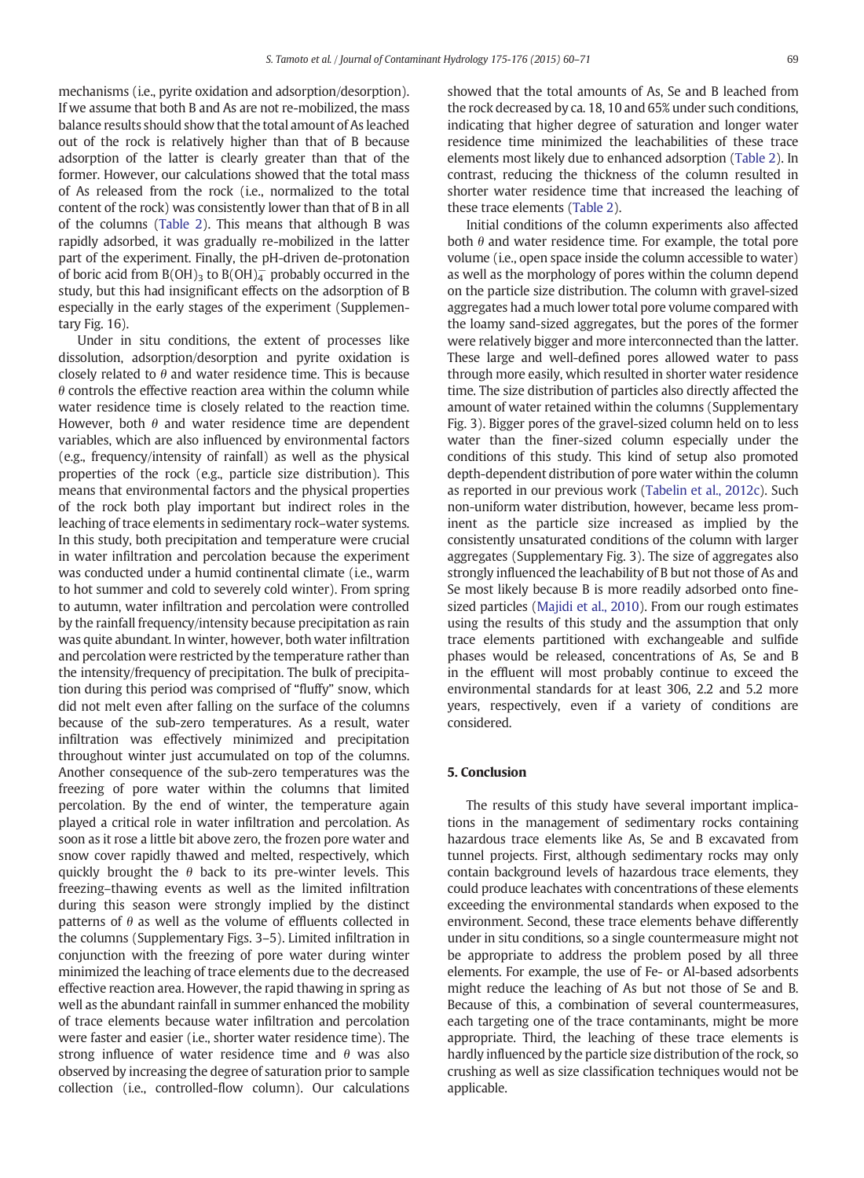mechanisms (i.e., pyrite oxidation and adsorption/desorption). If we assume that both B and As are not re-mobilized, the mass balance results should show that the total amount of As leached out of the rock is relatively higher than that of B because adsorption of the latter is clearly greater than that of the former. However, our calculations showed that the total mass of As released from the rock (i.e., normalized to the total content of the rock) was consistently lower than that of B in all of the columns (Table 2). This means that although B was rapidly adsorbed, it was gradually re-mobilized in the latter part of the experiment. Finally, the pH-driven de-protonation of boric acid from $B(OH)_3$ to $B(OH)_4^-$ probably occurred in the study, but this had insignificant effects on the adsorption of B especially in the early stages of the experiment (Supplementary Fig. 16).

Under in situ conditions, the extent of processes like dissolution, adsorption/desorption and pyrite oxidation is closely related to $\theta$ and water residence time. This is because $\theta$ controls the effective reaction area within the column while water residence time is closely related to the reaction time. However, both $\theta$ and water residence time are dependent variables, which are also influenced by environmental factors (e.g., frequency/intensity of rainfall) as well as the physical properties of the rock (e.g., particle size distribution). This means that environmental factors and the physical properties of the rock both play important but indirect roles in the leaching of trace elements in sedimentary rock–water systems. In this study, both precipitation and temperature were crucial in water infiltration and percolation because the experiment was conducted under a humid continental climate (i.e., warm to hot summer and cold to severely cold winter). From spring to autumn, water infiltration and percolation were controlled by the rainfall frequency/intensity because precipitation as rain was quite abundant. In winter, however, both water infiltration and percolation were restricted by the temperature rather than the intensity/frequency of precipitation. The bulk of precipitation during this period was comprised of "fluffy" snow, which did not melt even after falling on the surface of the columns because of the sub-zero temperatures. As a result, water infiltration was effectively minimized and precipitation throughout winter just accumulated on top of the columns. Another consequence of the sub-zero temperatures was the freezing of pore water within the columns that limited percolation. By the end of winter, the temperature again played a critical role in water infiltration and percolation. As soon as it rose a little bit above zero, the frozen pore water and snow cover rapidly thawed and melted, respectively, which quickly brought the $\theta$ back to its pre-winter levels. This freezing–thawing events as well as the limited infiltration during this season were strongly implied by the distinct patterns of $\theta$ as well as the volume of effluents collected in the columns (Supplementary Figs. 3–5). Limited infiltration in conjunction with the freezing of pore water during winter minimized the leaching of trace elements due to the decreased effective reaction area. However, the rapid thawing in spring as well as the abundant rainfall in summer enhanced the mobility of trace elements because water infiltration and percolation were faster and easier (i.e., shorter water residence time). The strong influence of water residence time and $\theta$ was also observed by increasing the degree of saturation prior to sample collection (i.e., controlled-flow column). Our calculations showed that the total amounts of As, Se and B leached from the rock decreased by ca. 18, 10 and 65% under such conditions, indicating that higher degree of saturation and longer water residence time minimized the leachabilities of these trace elements most likely due to enhanced adsorption (Table 2). In contrast, reducing the thickness of the column resulted in shorter water residence time that increased the leaching of these trace elements (Table 2).

Initial conditions of the column experiments also affected both $\theta$ and water residence time. For example, the total pore volume (i.e., open space inside the column accessible to water) as well as the morphology of pores within the column depend on the particle size distribution. The column with gravel-sized aggregates had a much lower total pore volume compared with the loamy sand-sized aggregates, but the pores of the former were relatively bigger and more interconnected than the latter. These large and well-defined pores allowed water to pass through more easily, which resulted in shorter water residence time. The size distribution of particles also directly affected the amount of water retained within the columns (Supplementary Fig. 3). Bigger pores of the gravel-sized column held on to less water than the finer-sized column especially under the conditions of this study. This kind of setup also promoted depth-dependent distribution of pore water within the column as reported in our previous work (Tabelin et al., 2012c). Such non-uniform water distribution, however, became less prominent as the particle size increased as implied by the consistently unsaturated conditions of the column with larger aggregates (Supplementary Fig. 3). The size of aggregates also strongly influenced the leachability of B but not those of As and Se most likely because B is more readily adsorbed onto fine-sized particles (Majidi et al., 2010). From our rough estimates using the results of this study and the assumption that only trace elements partitioned with exchangeable and sulfide phases would be released, concentrations of As, Se and B in the effluent will most probably continue to exceed the environmental standards for at least 306, 2.2 and 5.2 more years, respectively, even if a variety of conditions are considered.

## 5. Conclusion

The results of this study have several important implications in the management of sedimentary rocks containing hazardous trace elements like As, Se and B excavated from tunnel projects. First, although sedimentary rocks may only contain background levels of hazardous trace elements, they could produce leachates with concentrations of these elements exceeding the environmental standards when exposed to the environment. Second, these trace elements behave differently under in situ conditions, so a single countermeasure might not be appropriate to address the problem posed by all three elements. For example, the use of Fe- or Al-based adsorbents might reduce the leaching of As but not those of Se and B. Because of this, a combination of several countermeasures, each targeting one of the trace contaminants, might be more appropriate. Third, the leaching of these trace elements is hardly influenced by the particle size distribution of the rock, so crushing as well as size classification techniques would not be applicable.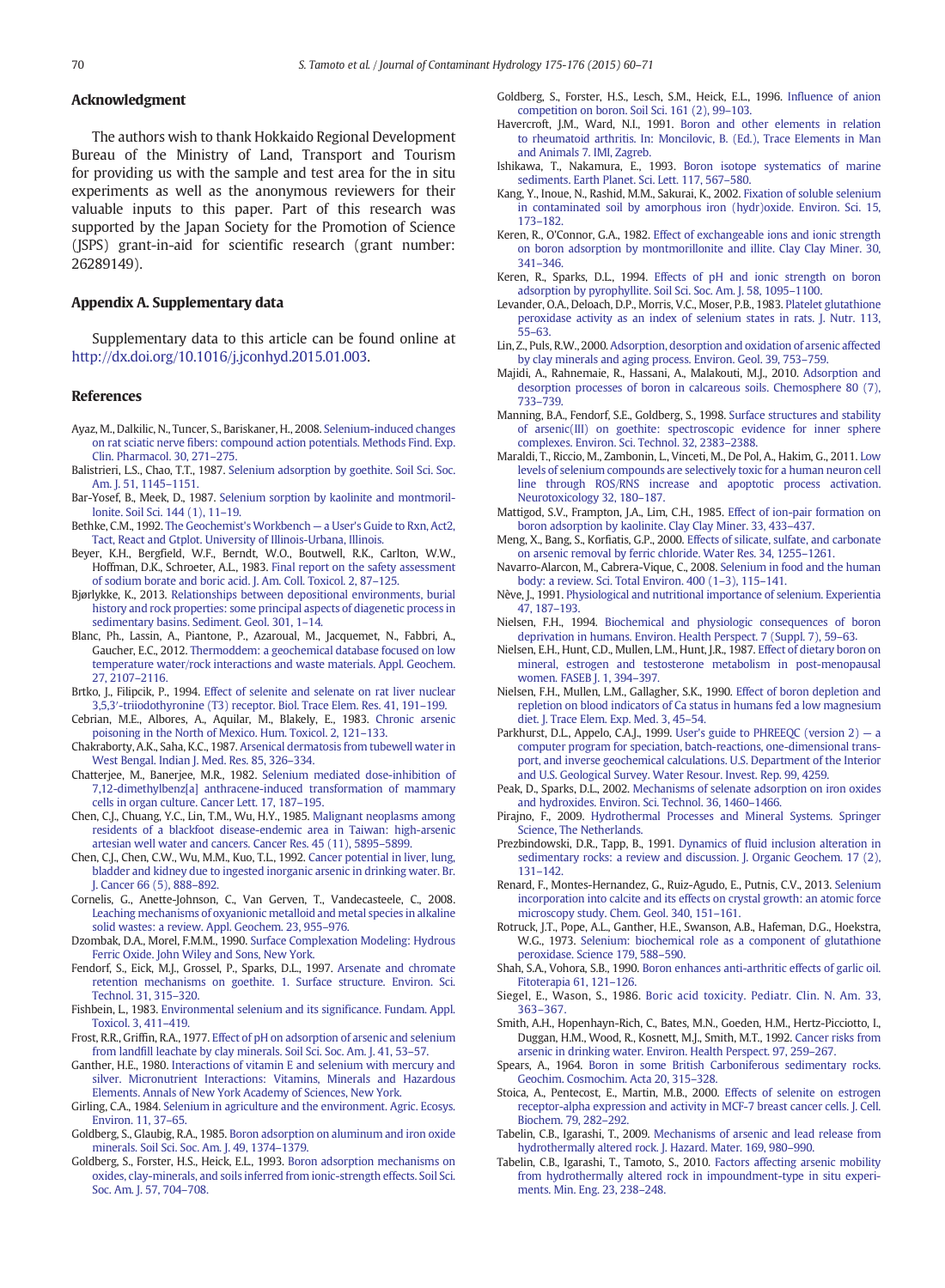## Acknowledgment

The authors wish to thank Hokkaido Regional Development Bureau of the Ministry of Land, Transport and Tourism for providing us with the sample and test area for the in situ experiments as well as the anonymous reviewers for their valuable inputs to this paper. Part of this research was supported by the Japan Society for the Promotion of Science (JSPS) grant-in-aid for scientific research (grant number: 26289149).

## Appendix A. Supplementary data

Supplementary data to this article can be found online at http://dx.doi.org/10.1016/j.jconhyd.2015.01.003.

## References

Ayaz, M., Dalkilic, N., Tuncer, S., Bariskaner, H., 2008. Selenium-induced changes on rat sciatic nerve fibers: compound action potentials. Methods Find. Exp. Clin. Pharmacol. 30, 271–275.

Balistrieri, L.S., Chao, T.T., 1987. Selenium adsorption by goethite. Soil Sci. Soc. Am. J. 51, 1145–1151.

Bar-Yosef, B., Meek, D., 1987. Selenium sorption by kaolinite and montmorillonite. Soil Sci. 144 (1), 11–19.

Bethke, C.M., 1992. The Geochemist's Workbench — a User's Guide to Rxn, Act2, Tact, React and Gtplot. University of Illinois-Urbana, Illinois.

Beyer, K.H., Bergfield, W.F., Berndt, W.O., Boutwell, R.K., Carlton, W.W., Hoffman, D.K., Schroeter, A.L., 1983. Final report on the safety assessment of sodium borate and boric acid. J. Am. Coll. Toxicol. 2, 87–125.

Bjørlykke, K., 2013. Relationships between depositional environments, burial history and rock properties: some principal aspects of diagenetic process in sedimentary basins. Sediment. Geol. 301, 1–14.

Blanc, Ph., Lassin, A., Piantone, P., Azaroual, M., Jacquemet, N., Fabbri, A., Gaucher, E.C., 2012. Thermoddem: a geochemical database focused on low temperature water/rock interactions and waste materials. Appl. Geochem. 27, 2107–2116.

Brtko, J., Filipcik, P., 1994. Effect of selenite and selenate on rat liver nuclear 3,5,3′-triiodothyronine (T3) receptor. Biol. Trace Elem. Res. 41, 191–199.

Cebrian, M.E., Albores, A., Aquilar, M., Blakely, E., 1983. Chronic arsenic poisoning in the North of Mexico. Hum. Toxicol. 2, 121–133.

Chakraborty, A.K., Saha, K.C., 1987. Arsenical dermatosis from tubewell water in West Bengal. Indian J. Med. Res. 85, 326–334.

Chatterjee, M., Banerjee, M.R., 1982. Selenium mediated dose-inhibition of 7,12-dimethylbenz[a] anthracene-induced transformation of mammary cells in organ culture. Cancer Lett. 17, 187–195.

Chen, C.J., Chuang, Y.C., Lin, T.M., Wu, H.Y., 1985. Malignant neoplasms among residents of a blackfoot disease-endemic area in Taiwan: high-arsenic artesian well water and cancers. Cancer Res. 45 (11), 5895–5899.

Chen, C.J., Chen, C.W., Wu, M.M., Kuo, T.L., 1992. Cancer potential in liver, lung, bladder and kidney due to ingested inorganic arsenic in drinking water. Br. J. Cancer 66 (5), 888–892.

Cornelis, G., Anette-Johnson, C., Van Gerven, T., Vandecasteele, C., 2008. Leaching mechanisms of oxyanionic metalloid and metal species in alkaline solid wastes: a review. Appl. Geochem. 23, 955–976.

Dzombak, D.A., Morel, F.M.M., 1990. Surface Complexation Modeling: Hydrous Ferric Oxide. John Wiley and Sons, New York.

Fendorf, S., Eick, M.J., Grossel, P., Sparks, D.L., 1997. Arsenate and chromate retention mechanisms on goethite. 1. Surface structure. Environ. Sci. Technol. 31, 315–320.

Fishbein, L., 1983. Environmental selenium and its significance. Fundam. Appl. Toxicol. 3, 411–419.

Frost, R.R., Griffin, R.A., 1977. Effect of pH on adsorption of arsenic and selenium from landfill leachate by clay minerals. Soil Sci. Soc. Am. J. 41, 53–57.

Ganther, H.E., 1980. Interactions of vitamin E and selenium with mercury and silver. Micronutrient Interactions: Vitamins, Minerals and Hazardous Elements. Annals of New York Academy of Sciences, New York.

Girling, C.A., 1984. Selenium in agriculture and the environment. Agric. Ecosys. Environ. 11, 37–65.

Goldberg, S., Glaubig, R.A., 1985. Boron adsorption on aluminum and iron oxide minerals. Soil Sci. Soc. Am. J. 49, 1374–1379.

Goldberg, S., Forster, H.S., Heick, E.L., 1993. Boron adsorption mechanisms on oxides, clay-minerals, and soils inferred from ionic-strength effects. Soil Sci. Soc. Am. J. 57, 704–708.

Goldberg, S., Forster, H.S., Lesch, S.M., Heick, E.L., 1996. Influence of anion competition on boron. Soil Sci. 161 (2), 99–103.

Havercroft, J.M., Ward, N.I., 1991. Boron and other elements in relation to rheumatoid arthritis. In: Moncilovic, B. (Ed.), Trace Elements in Man and Animals 7. IMI, Zagreb.

Ishikawa, T., Nakamura, E., 1993. Boron isotope systematics of marine sediments. Earth Planet. Sci. Lett. 117, 567–580.

Kang, Y., Inoue, N., Rashid, M.M., Sakurai, K., 2002. Fixation of soluble selenium in contaminated soil by amorphous iron (hydr)oxide. Environ. Sci. 15, 173–182.

Keren, R., O'Connor, G.A., 1982. Effect of exchangeable ions and ionic strength on boron adsorption by montmorillonite and illite. Clay Clay Miner. 30, 341–346.

Keren, R., Sparks, D.L., 1994. Effects of pH and ionic strength on boron adsorption by pyrophyllite. Soil Sci. Soc. Am. J. 58, 1095–1100.

Levander, O.A., Deloach, D.P., Morris, V.C., Moser, P.B., 1983. Platelet glutathione peroxidase activity as an index of selenium states in rats. J. Nutr. 113, 55–63.

Lin, Z., Puls, R.W., 2000. Adsorption, desorption and oxidation of arsenic affected by clay minerals and aging process. Environ. Geol. 39, 753–759.

Majidi, A., Rahnemaie, R., Hassani, A., Malakouti, M.J., 2010. Adsorption and desorption processes of boron in calcareous soils. Chemosphere 80 (7), 733–739.

Manning, B.A., Fendorf, S.E., Goldberg, S., 1998. Surface structures and stability of arsenic(III) on goethite: spectroscopic evidence for inner sphere complexes. Environ. Sci. Technol. 32, 2383–2388.

Maraldi, T., Riccio, M., Zambonin, L., Vinceti, M., De Pol, A., Hakim, G., 2011. Low levels of selenium compounds are selectively toxic for a human neuron cell line through ROS/RNS increase and apoptotic process activation. Neurotoxicology 32, 180–187.

Mattigod, S.V., Frampton, J.A., Lim, C.H., 1985. Effect of ion-pair formation on boron adsorption by kaolinite. Clay Clay Miner. 33, 433–437.

Meng, X., Bang, S., Korfiatis, G.P., 2000. Effects of silicate, sulfate, and carbonate on arsenic removal by ferric chloride. Water Res. 34, 1255–1261.

Navarro-Alarcon, M., Cabrera-Vique, C., 2008. Selenium in food and the human body: a review. Sci. Total Environ. 400 (1–3), 115–141.

Nève, J., 1991. Physiological and nutritional importance of selenium. Experientia 47, 187–193.

Nielsen, F.H., 1994. Biochemical and physiologic consequences of boron deprivation in humans. Environ. Health Perspect. 7 (Suppl. 7), 59–63.

Nielsen, F.H., Hunt, C.D., Mullen, L.M., Hunt, J.R., 1987. Effect of dietary boron on mineral, estrogen and testosterone metabolism in post-menopausal women. FASEB J. 1, 394–397.

Nielsen, F.H., Mullen, L.M., Gallagher, S.K., 1990. Effect of boron depletion and repletion on blood indicators of Ca status in humans fed a low magnesium diet. J. Trace Elem. Exp. Med. 3, 45–54.

Parkhurst, D.L., Appelo, C.A.J., 1999. User's guide to PHREEQC (version 2) — a computer program for speciation, batch-reactions, one-dimensional transport, and inverse geochemical calculations. U.S. Department of the Interior and U.S. Geological Survey. Water Resour. Invest. Rep. 99, 4259.

Peak, D., Sparks, D.L., 2002. Mechanisms of selenate adsorption on iron oxides and hydroxides. Environ. Sci. Technol. 36, 1460–1466.

Pirajno, F., 2009. Hydrothermal Processes and Mineral Systems. Springer Science, The Netherlands.

Prezbindowski, D.R., Tapp, B., 1991. Dynamics of fluid inclusion alteration in sedimentary rocks: a review and discussion. J. Organic Geochem. 17 (2), 131–142.

Renard, F., Montes-Hernandez, G., Ruiz-Agudo, E., Putnis, C.V., 2013. Selenium incorporation into calcite and its effects on crystal growth: an atomic force microscopy study. Chem. Geol. 340, 151–161.

Rotruck, J.T., Pope, A.L., Ganther, H.E., Swanson, A.B., Hafeman, D.G., Hoekstra, W.G., 1973. Selenium: biochemical role as a component of glutathione peroxidase. Science 179, 588–590.

Shah, S.A., Vohora, S.B., 1990. Boron enhances anti-arthritic effects of garlic oil. Fitoterapia 61, 121–126.

Siegel, E., Wason, S., 1986. Boric acid toxicity. Pediatr. Clin. N. Am. 33, 363–367.

Smith, A.H., Hopenhayn-Rich, C., Bates, M.N., Goeden, H.M., Hertz-Picciotto, I., Duggan, H.M., Wood, R., Kosnett, M.J., Smith, M.T., 1992. Cancer risks from arsenic in drinking water. Environ. Health Perspect. 97, 259–267.

Spears, A., 1964. Boron in some British Carboniferous sedimentary rocks. Geochim. Cosmochim. Acta 20, 315–328.

Stoica, A., Pentecost, E., Martin, M.B., 2000. Effects of selenite on estrogen receptor-alpha expression and activity in MCF-7 breast cancer cells. J. Cell. Biochem. 79, 282–292.

Tabelin, C.B., Igarashi, T., 2009. Mechanisms of arsenic and lead release from hydrothermally altered rock. J. Hazard. Mater. 169, 980–990.

Tabelin, C.B., Igarashi, T., Tamoto, S., 2010. Factors affecting arsenic mobility from hydrothermally altered rock in impoundment-type in situ experiments. Min. Eng. 23, 238–248.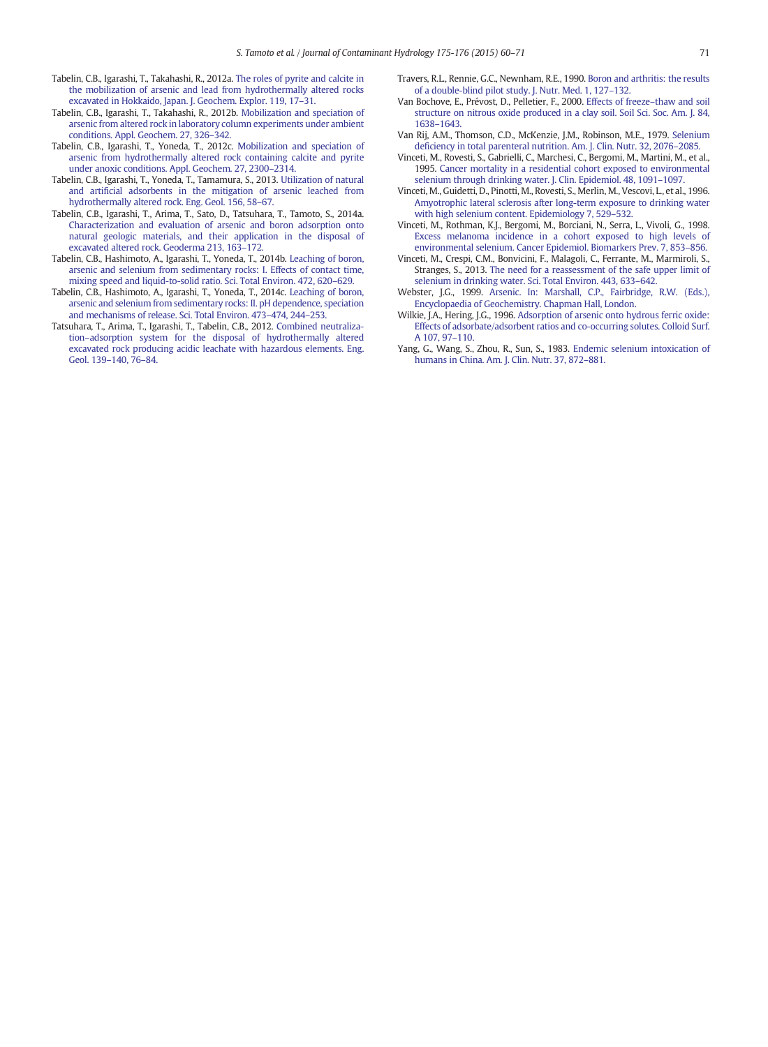Tabelin, C.B., Igarashi, T., Takahashi, R., 2012a. The roles of pyrite and calcite in the mobilization of arsenic and lead from hydrothermally altered rocks excavated in Hokkaido, Japan. J. Geochem. Explor. 119, 17–31.

Tabelin, C.B., Igarashi, T., Takahashi, R., 2012b. Mobilization and speciation of arsenic from altered rock in laboratory column experiments under ambient conditions. Appl. Geochem. 27, 326–342.

Tabelin, C.B., Igarashi, T., Yoneda, T., 2012c. Mobilization and speciation of arsenic from hydrothermally altered rock containing calcite and pyrite under anoxic conditions. Appl. Geochem. 27, 2300–2314.

Tabelin, C.B., Igarashi, T., Yoneda, T., Tamamura, S., 2013. Utilization of natural and artificial adsorbents in the mitigation of arsenic leached from hydrothermally altered rock. Eng. Geol. 156, 58–67.

Tabelin, C.B., Igarashi, T., Arima, T., Sato, D., Tatsuhara, T., Tamoto, S., 2014a. Characterization and evaluation of arsenic and boron adsorption onto natural geologic materials, and their application in the disposal of excavated altered rock. Geoderma 213, 163–172.

Tabelin, C.B., Hashimoto, A., Igarashi, T., Yoneda, T., 2014b. Leaching of boron, arsenic and selenium from sedimentary rocks: I. Effects of contact time, mixing speed and liquid-to-solid ratio. Sci. Total Environ. 472, 620–629.

Tabelin, C.B., Hashimoto, A., Igarashi, T., Yoneda, T., 2014c. Leaching of boron, arsenic and selenium from sedimentary rocks: II. pH dependence, speciation and mechanisms of release. Sci. Total Environ. 473–474, 244–253.

Tatsuhara, T., Arima, T., Igarashi, T., Tabelin, C.B., 2012. Combined neutralization–adsorption system for the disposal of hydrothermally altered excavated rock producing acidic leachate with hazardous elements. Eng. Geol. 139–140, 76–84.

Travers, R.L., Rennie, G.C., Newnham, R.E., 1990. Boron and arthritis: the results of a double-blind pilot study. J. Nutr. Med. 1, 127–132.

Van Bochove, E., Prévost, D., Pelletier, F., 2000. Effects of freeze–thaw and soil structure on nitrous oxide produced in a clay soil. Soil Sci. Soc. Am. J. 84, 1638–1643.

Van Rij, A.M., Thomson, C.D., McKenzie, J.M., Robinson, M.E., 1979. Selenium deficiency in total parenteral nutrition. Am. J. Clin. Nutr. 32, 2076–2085.

Vinceti, M., Rovesti, S., Gabrielli, C., Marchesi, C., Bergomi, M., Martini, M., et al., 1995. Cancer mortality in a residential cohort exposed to environmental selenium through drinking water. J. Clin. Epidemiol. 48, 1091–1097.

Vinceti, M., Guidetti, D., Pinotti, M., Rovesti, S., Merlin, M., Vescovi, L., et al., 1996. Amyotrophic lateral sclerosis after long-term exposure to drinking water with high selenium content. Epidemiology 7, 529–532.

Vinceti, M., Rothman, K.J., Bergomi, M., Borciani, N., Serra, L., Vivoli, G., 1998. Excess melanoma incidence in a cohort exposed to high levels of environmental selenium. Cancer Epidemiol. Biomarkers Prev. 7, 853–856.

Vinceti, M., Crespi, C.M., Bonvicini, F., Malagoli, C., Ferrante, M., Marmiroli, S., Stranges, S., 2013. The need for a reassessment of the safe upper limit of selenium in drinking water. Sci. Total Environ. 443, 633–642.

Webster, J.G., 1999. Arsenic. In: Marshall, C.P., Fairbridge, R.W. (Eds.), Encyclopaedia of Geochemistry. Chapman Hall, London.

Wilkie, J.A., Hering, J.G., 1996. Adsorption of arsenic onto hydrous ferric oxide: Effects of adsorbate/adsorbent ratios and co-occurring solutes. Colloid Surf. A 107, 97–110.

Yang, G., Wang, S., Zhou, R., Sun, S., 1983. Endemic selenium intoxication of humans in China. Am. J. Clin. Nutr. 37, 872–881.